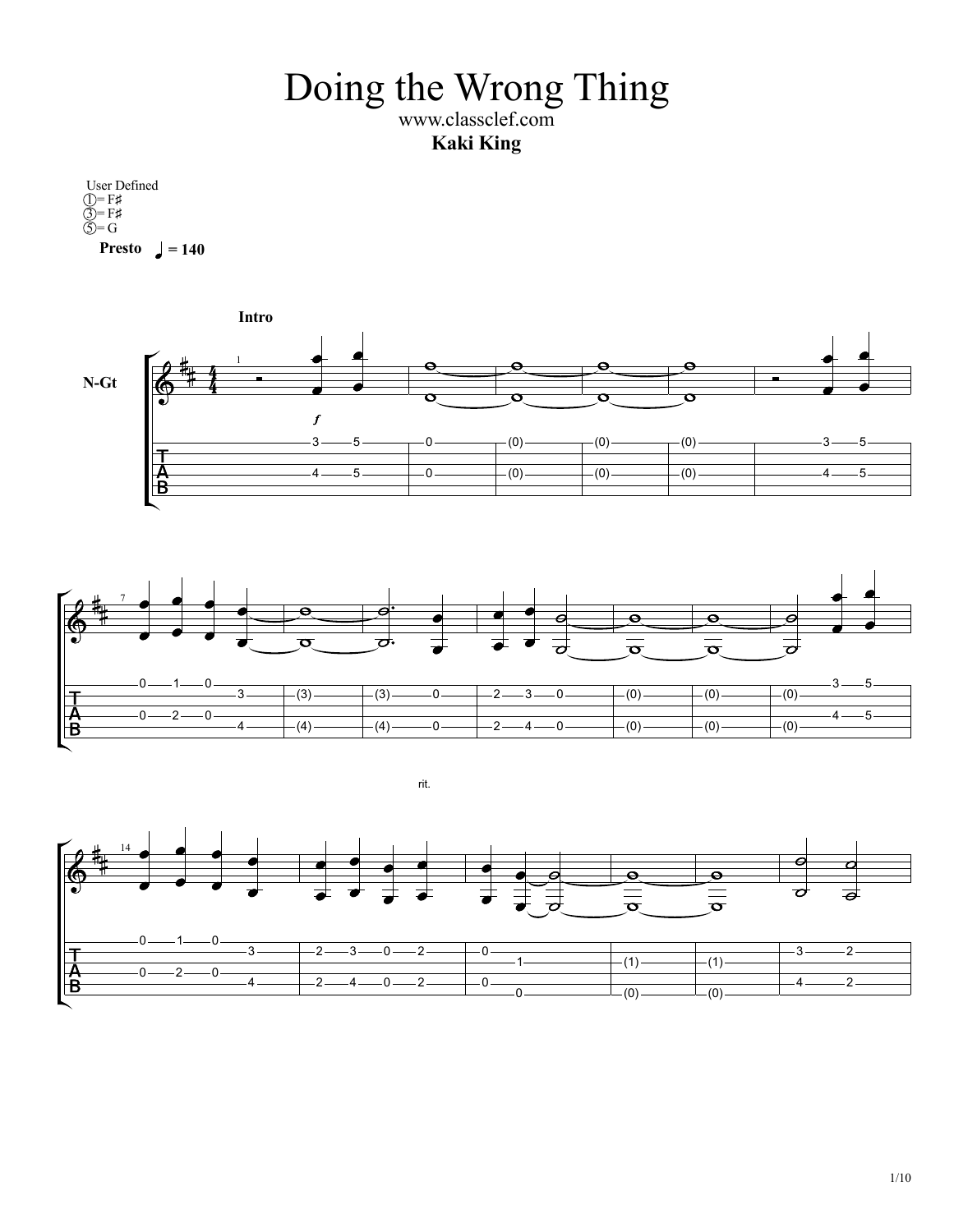# Doing the Wrong Thing

www.classclef.com

**Kaki King**

User Defined
①= F♯
③= F♯
⑤= G

**Presto** ♩ = 140

**Intro**

N-Gt

rit.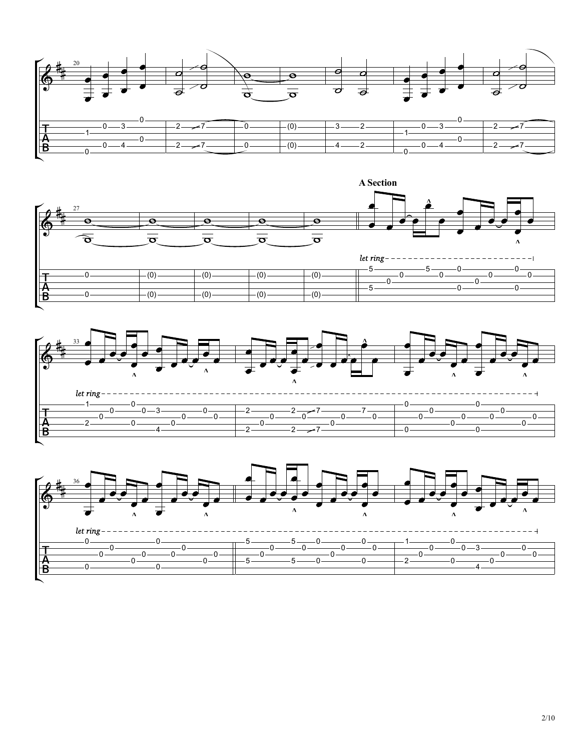**A Section**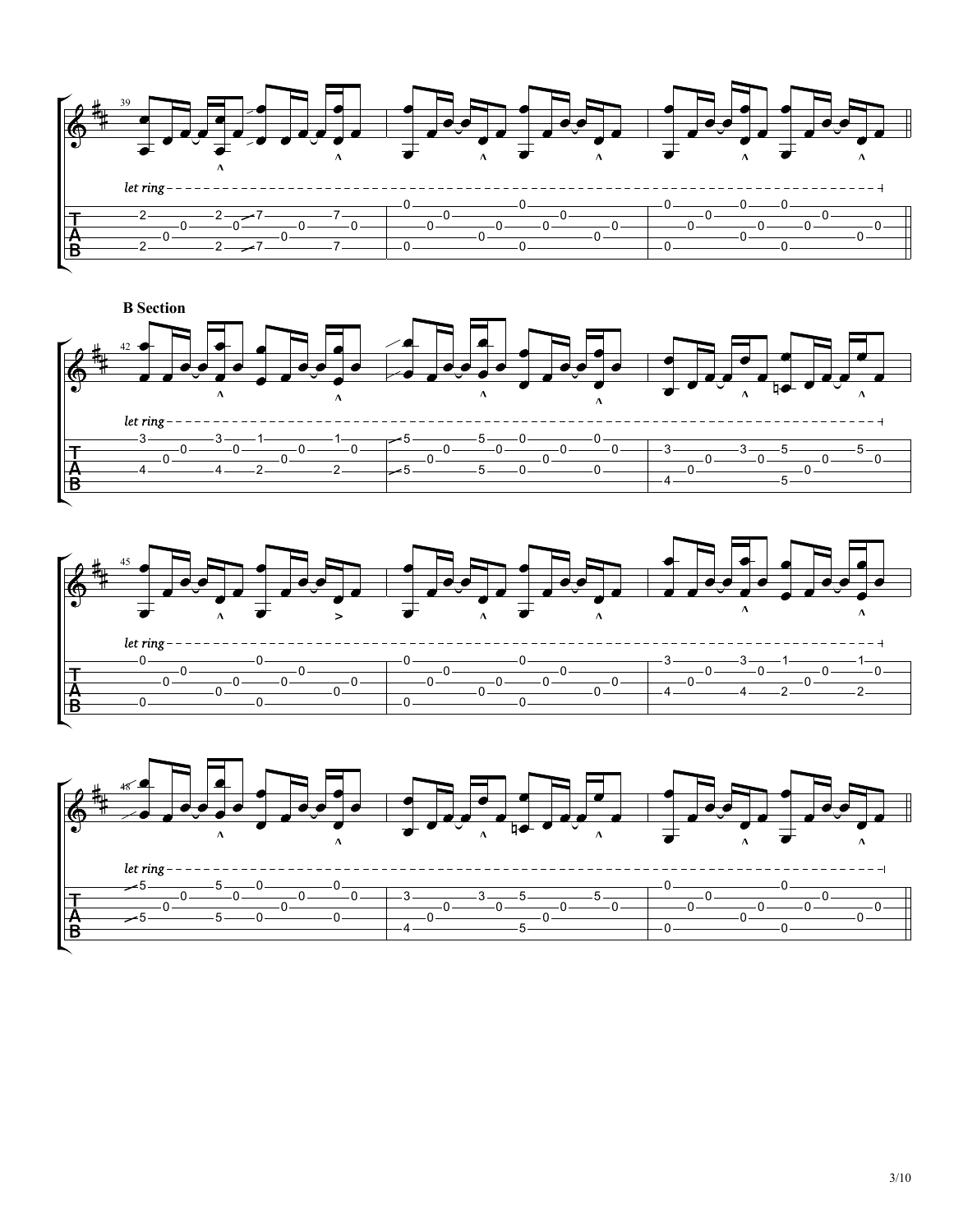## B Section

*let ring*

*let ring*

*let ring*

*let ring*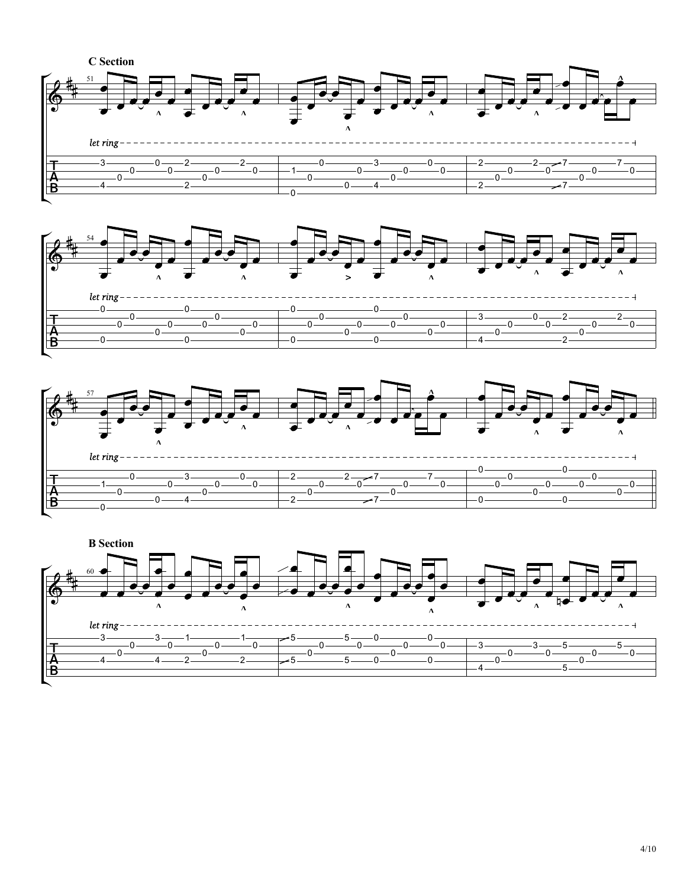**C Section**

*let ring*

*let ring*

*let ring*

**B Section**

*let ring*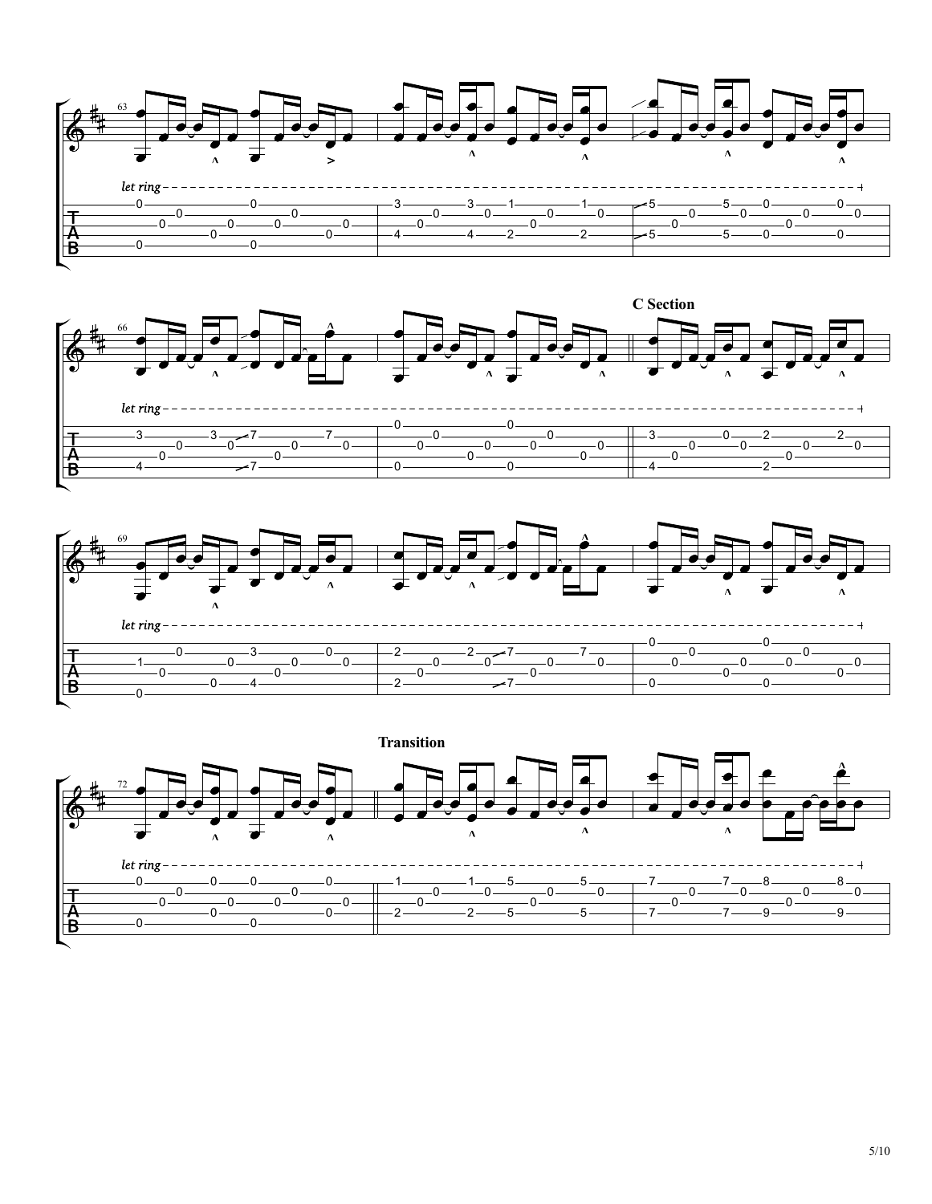## C Section

## Transition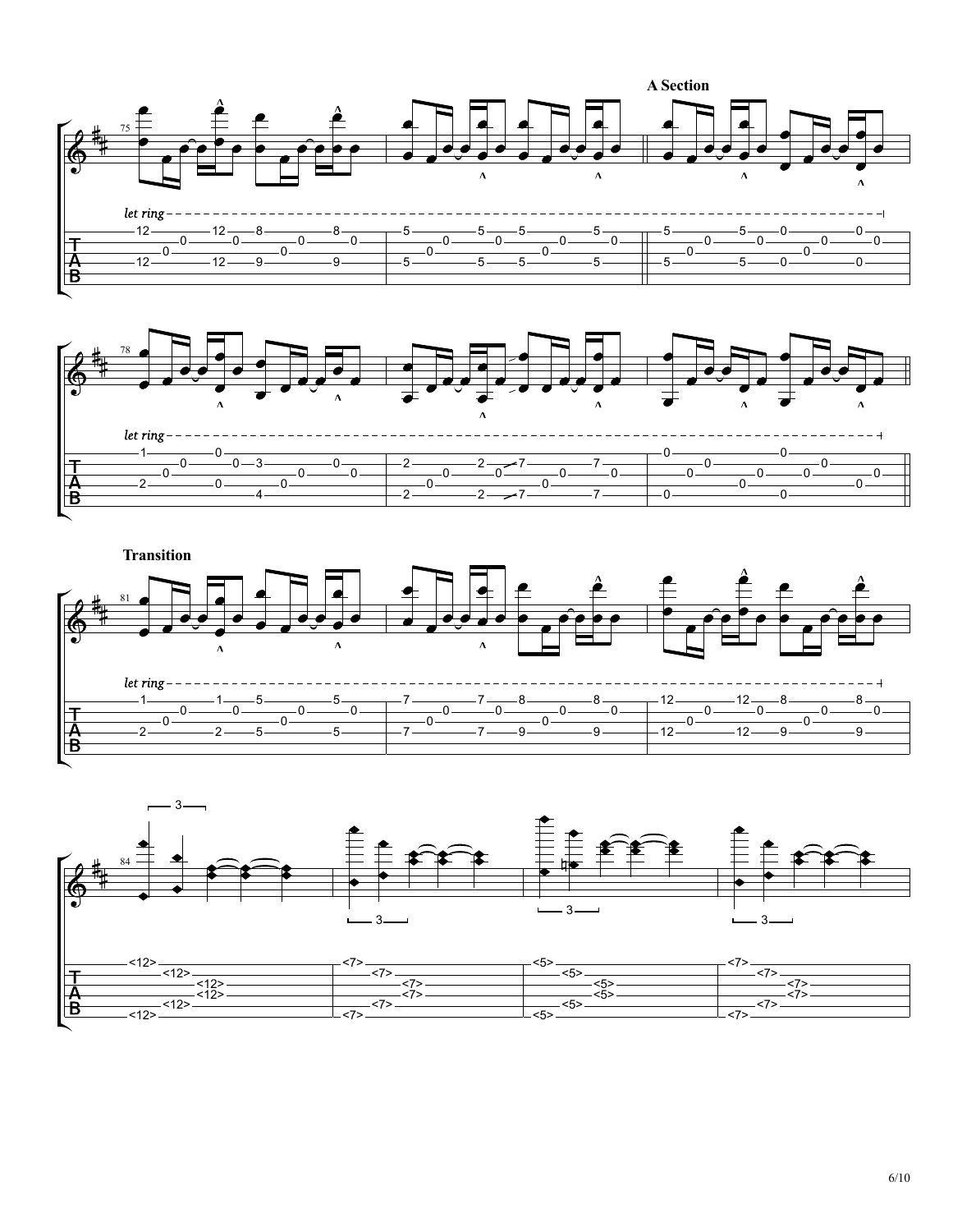**A Section**

*let ring*

**Transition**

*let ring*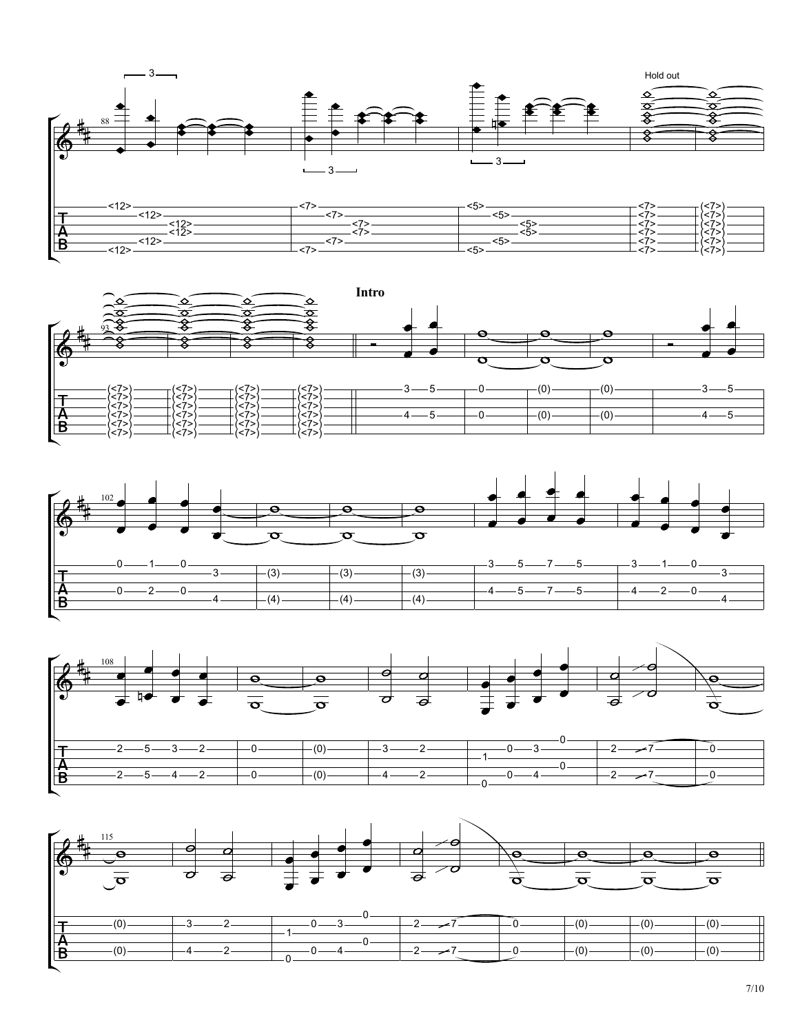Hold out

**Intro**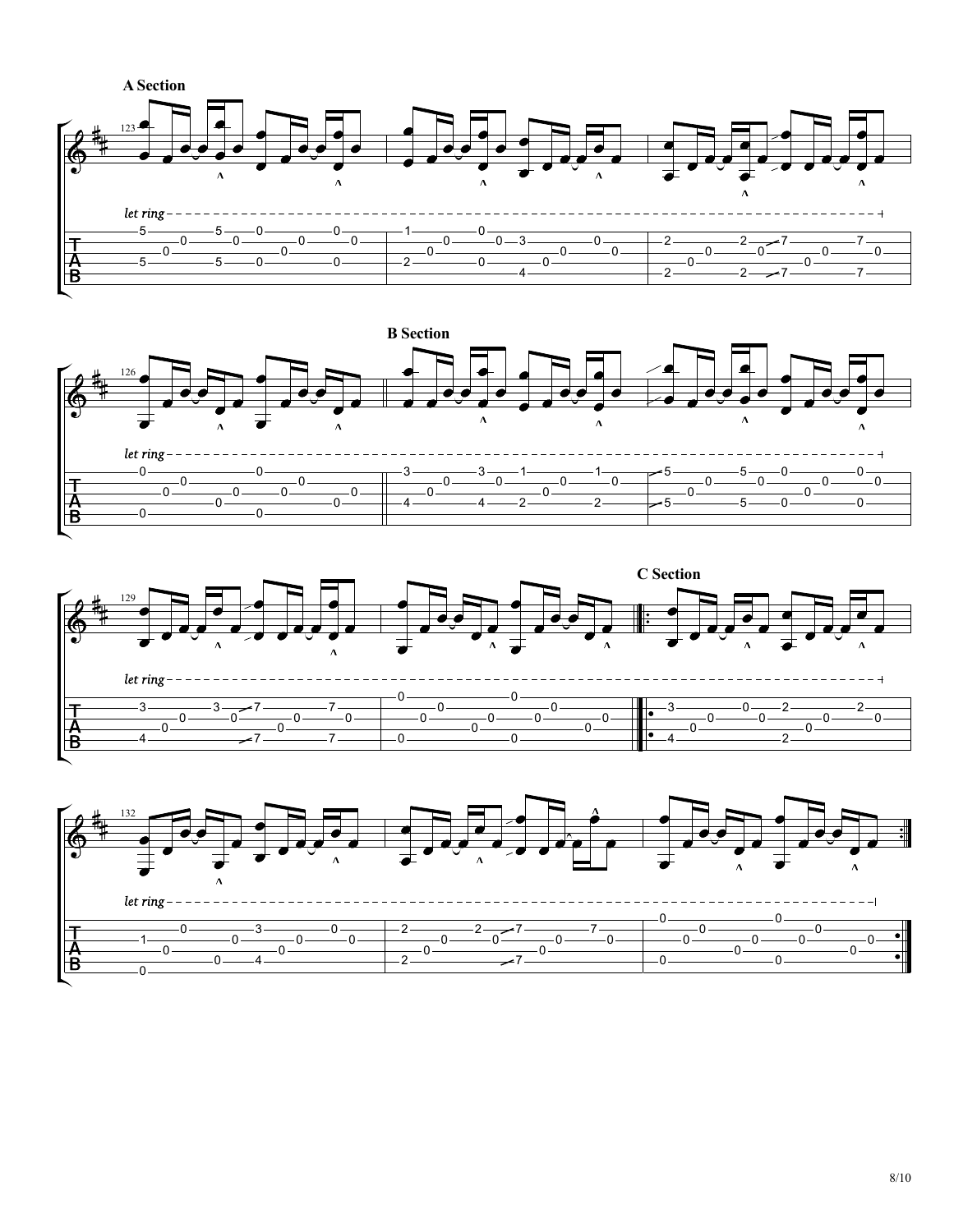### A Section

*let ring*

### B Section

*let ring*

### C Section

*let ring*

*let ring*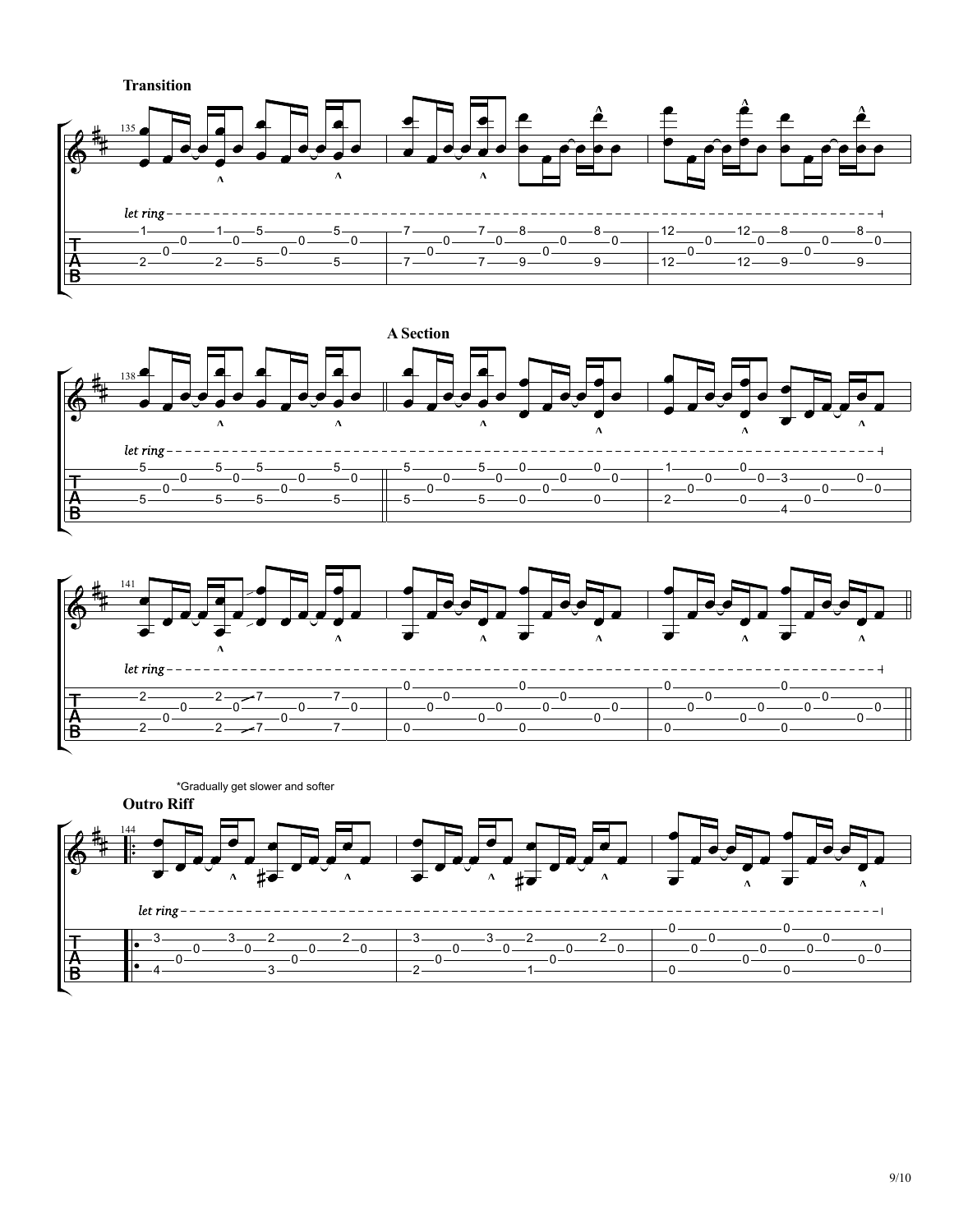**Transition**

*let ring*

**A Section**

*let ring*

*let ring*

*Gradually get slower and softer

**Outro Riff**

*let ring*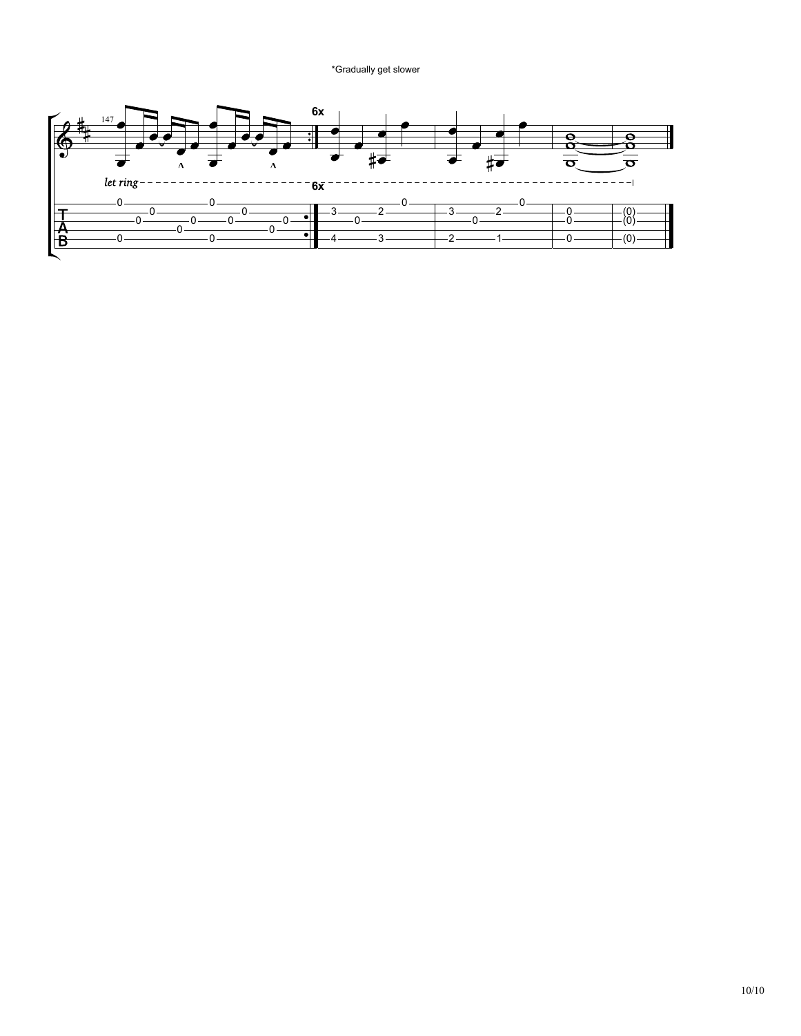*Gradually get slower